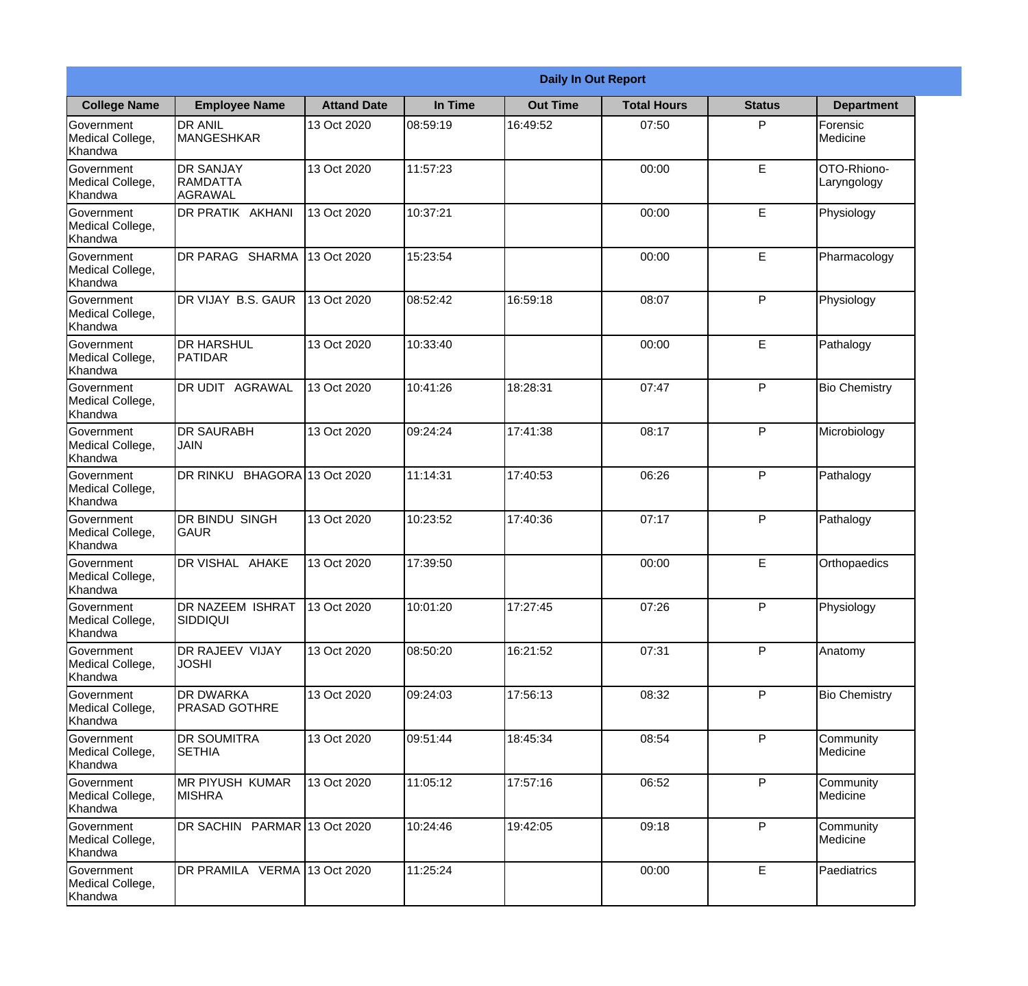**Daily In Out Report**

| College Name | Employee Name | Attand Date | In Time | Out Time | Total Hours | Status | Department |
|---|---|---|---|---|---|---|---|
| Government Medical College, Khandwa | DR ANIL MANGESHKAR | 13 Oct 2020 | 08:59:19 | 16:49:52 | 07:50 | P | Forensic Medicine |
| Government Medical College, Khandwa | DR SANJAY RAMDATTA AGRAWAL | 13 Oct 2020 | 11:57:23 | | 00:00 | E | OTO-Rhiono-Laryngology |
| Government Medical College, Khandwa | DR PRATIK AKHANI | 13 Oct 2020 | 10:37:21 | | 00:00 | E | Physiology |
| Government Medical College, Khandwa | DR PARAG SHARMA | 13 Oct 2020 | 15:23:54 | | 00:00 | E | Pharmacology |
| Government Medical College, Khandwa | DR VIJAY B.S. GAUR | 13 Oct 2020 | 08:52:42 | 16:59:18 | 08:07 | P | Physiology |
| Government Medical College, Khandwa | DR HARSHUL PATIDAR | 13 Oct 2020 | 10:33:40 | | 00:00 | E | Pathalogy |
| Government Medical College, Khandwa | DR UDIT AGRAWAL | 13 Oct 2020 | 10:41:26 | 18:28:31 | 07:47 | P | Bio Chemistry |
| Government Medical College, Khandwa | DR SAURABH JAIN | 13 Oct 2020 | 09:24:24 | 17:41:38 | 08:17 | P | Microbiology |
| Government Medical College, Khandwa | DR RINKU BHAGORA | 13 Oct 2020 | 11:14:31 | 17:40:53 | 06:26 | P | Pathalogy |
| Government Medical College, Khandwa | DR BINDU SINGH GAUR | 13 Oct 2020 | 10:23:52 | 17:40:36 | 07:17 | P | Pathalogy |
| Government Medical College, Khandwa | DR VISHAL AHAKE | 13 Oct 2020 | 17:39:50 | | 00:00 | E | Orthopaedics |
| Government Medical College, Khandwa | DR NAZEEM ISHRAT SIDDIQUI | 13 Oct 2020 | 10:01:20 | 17:27:45 | 07:26 | P | Physiology |
| Government Medical College, Khandwa | DR RAJEEV VIJAY JOSHI | 13 Oct 2020 | 08:50:20 | 16:21:52 | 07:31 | P | Anatomy |
| Government Medical College, Khandwa | DR DWARKA PRASAD GOTHRE | 13 Oct 2020 | 09:24:03 | 17:56:13 | 08:32 | P | Bio Chemistry |
| Government Medical College, Khandwa | DR SOUMITRA SETHIA | 13 Oct 2020 | 09:51:44 | 18:45:34 | 08:54 | P | Community Medicine |
| Government Medical College, Khandwa | MR PIYUSH KUMAR MISHRA | 13 Oct 2020 | 11:05:12 | 17:57:16 | 06:52 | P | Community Medicine |
| Government Medical College, Khandwa | DR SACHIN PARMAR | 13 Oct 2020 | 10:24:46 | 19:42:05 | 09:18 | P | Community Medicine |
| Government Medical College, Khandwa | DR PRAMILA VERMA | 13 Oct 2020 | 11:25:24 | | 00:00 | E | Paediatrics |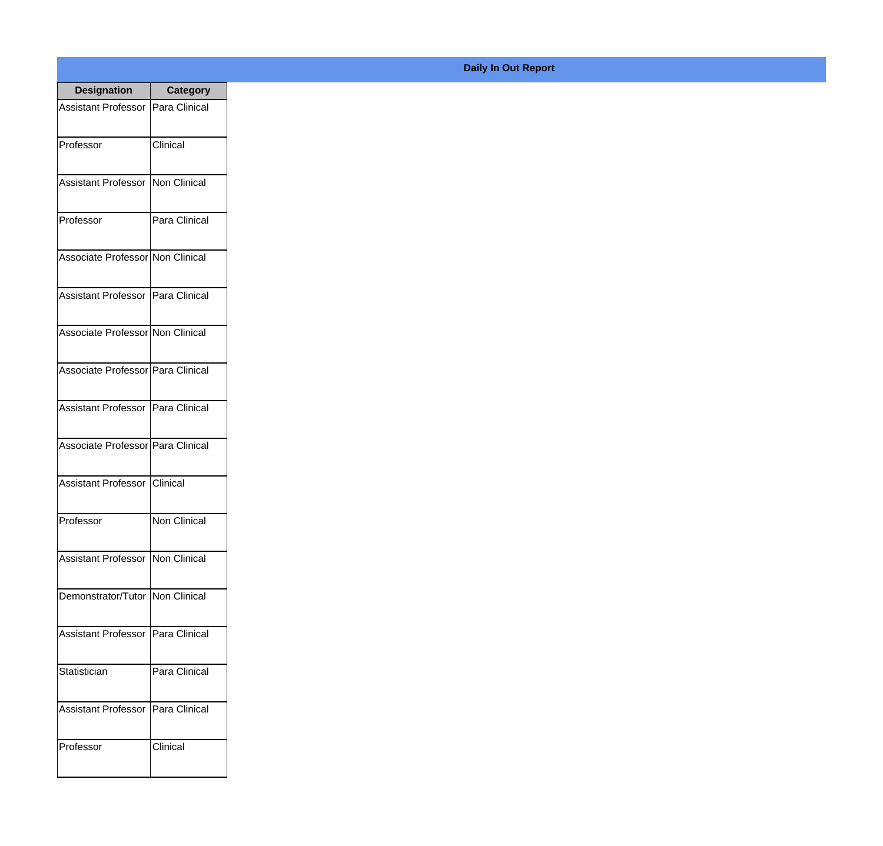**Daily In Out Report**

| Designation | Category |
| --- | --- |
| Assistant Professor | Para Clinical |
| Professor | Clinical |
| Assistant Professor | Non Clinical |
| Professor | Para Clinical |
| Associate Professor | Non Clinical |
| Assistant Professor | Para Clinical |
| Associate Professor | Non Clinical |
| Associate Professor | Para Clinical |
| Assistant Professor | Para Clinical |
| Associate Professor | Para Clinical |
| Assistant Professor | Clinical |
| Professor | Non Clinical |
| Assistant Professor | Non Clinical |
| Demonstrator/Tutor | Non Clinical |
| Assistant Professor | Para Clinical |
| Statistician | Para Clinical |
| Assistant Professor | Para Clinical |
| Professor | Clinical |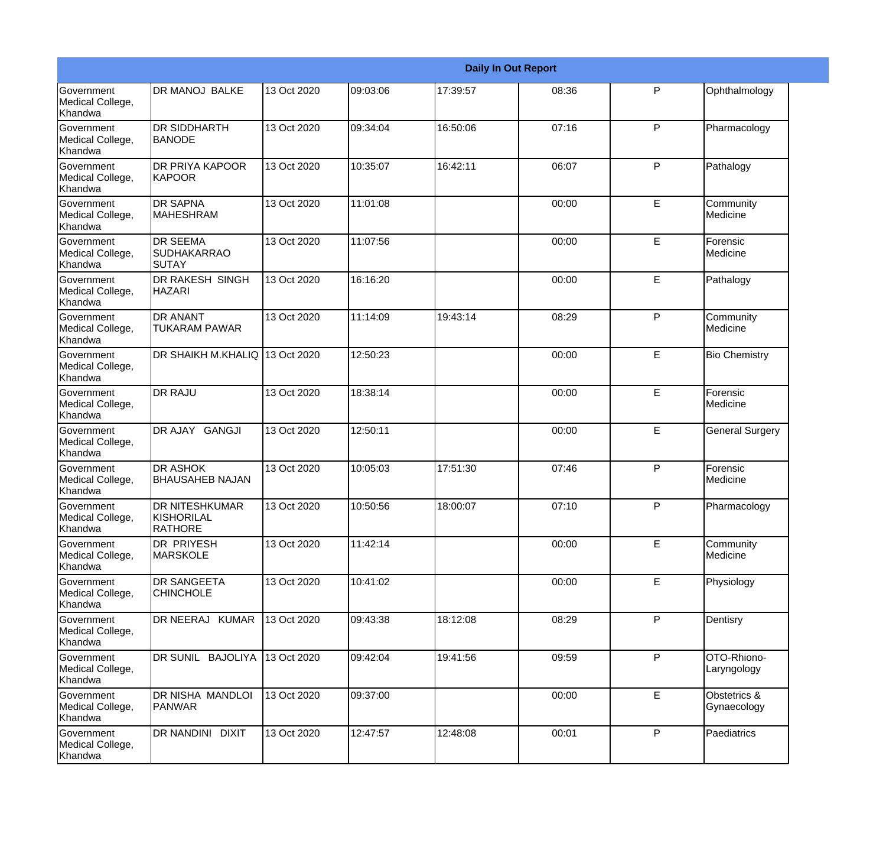| Daily In Out Report | | | | | | | |
|---|---|---|---|---|---|---|---|
| Government Medical College, Khandwa | DR MANOJ BALKE | 13 Oct 2020 | 09:03:06 | 17:39:57 | 08:36 | P | Ophthalmology |
| Government Medical College, Khandwa | DR SIDDHARTH BANODE | 13 Oct 2020 | 09:34:04 | 16:50:06 | 07:16 | P | Pharmacology |
| Government Medical College, Khandwa | DR PRIYA KAPOOR KAPOOR | 13 Oct 2020 | 10:35:07 | 16:42:11 | 06:07 | P | Pathalogy |
| Government Medical College, Khandwa | DR SAPNA MAHESHRAM | 13 Oct 2020 | 11:01:08 | | 00:00 | E | Community Medicine |
| Government Medical College, Khandwa | DR SEEMA SUDHAKARRAO SUTAY | 13 Oct 2020 | 11:07:56 | | 00:00 | E | Forensic Medicine |
| Government Medical College, Khandwa | DR RAKESH SINGH HAZARI | 13 Oct 2020 | 16:16:20 | | 00:00 | E | Pathalogy |
| Government Medical College, Khandwa | DR ANANT TUKARAM PAWAR | 13 Oct 2020 | 11:14:09 | 19:43:14 | 08:29 | P | Community Medicine |
| Government Medical College, Khandwa | DR SHAIKH M.KHALIQ | 13 Oct 2020 | 12:50:23 | | 00:00 | E | Bio Chemistry |
| Government Medical College, Khandwa | DR RAJU | 13 Oct 2020 | 18:38:14 | | 00:00 | E | Forensic Medicine |
| Government Medical College, Khandwa | DR AJAY GANGJI | 13 Oct 2020 | 12:50:11 | | 00:00 | E | General Surgery |
| Government Medical College, Khandwa | DR ASHOK BHAUSAHEB NAJAN | 13 Oct 2020 | 10:05:03 | 17:51:30 | 07:46 | P | Forensic Medicine |
| Government Medical College, Khandwa | DR NITESHKUMAR KISHORILAL RATHORE | 13 Oct 2020 | 10:50:56 | 18:00:07 | 07:10 | P | Pharmacology |
| Government Medical College, Khandwa | DR PRIYESH MARSKOLE | 13 Oct 2020 | 11:42:14 | | 00:00 | E | Community Medicine |
| Government Medical College, Khandwa | DR SANGEETA CHINCHOLE | 13 Oct 2020 | 10:41:02 | | 00:00 | E | Physiology |
| Government Medical College, Khandwa | DR NEERAJ KUMAR | 13 Oct 2020 | 09:43:38 | 18:12:08 | 08:29 | P | Dentisry |
| Government Medical College, Khandwa | DR SUNIL BAJOLIYA | 13 Oct 2020 | 09:42:04 | 19:41:56 | 09:59 | P | OTO-Rhiono-Laryngology |
| Government Medical College, Khandwa | DR NISHA MANDLOI PANWAR | 13 Oct 2020 | 09:37:00 | | 00:00 | E | Obstetrics & Gynaecology |
| Government Medical College, Khandwa | DR NANDINI DIXIT | 13 Oct 2020 | 12:47:57 | 12:48:08 | 00:01 | P | Paediatrics |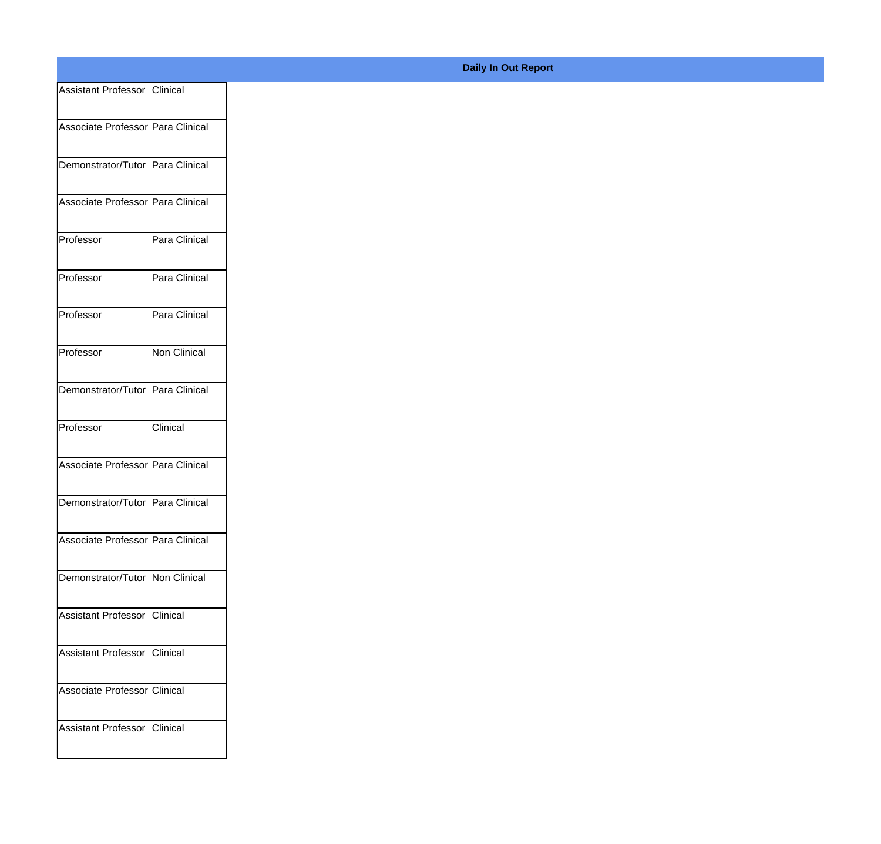**Daily In Out Report**

| | |
|---|---|
| Assistant Professor | Clinical |
| Associate Professor | Para Clinical |
| Demonstrator/Tutor | Para Clinical |
| Associate Professor | Para Clinical |
| Professor | Para Clinical |
| Professor | Para Clinical |
| Professor | Para Clinical |
| Professor | Non Clinical |
| Demonstrator/Tutor | Para Clinical |
| Professor | Clinical |
| Associate Professor | Para Clinical |
| Demonstrator/Tutor | Para Clinical |
| Associate Professor | Para Clinical |
| Demonstrator/Tutor | Non Clinical |
| Assistant Professor | Clinical |
| Assistant Professor | Clinical |
| Associate Professor | Clinical |
| Assistant Professor | Clinical |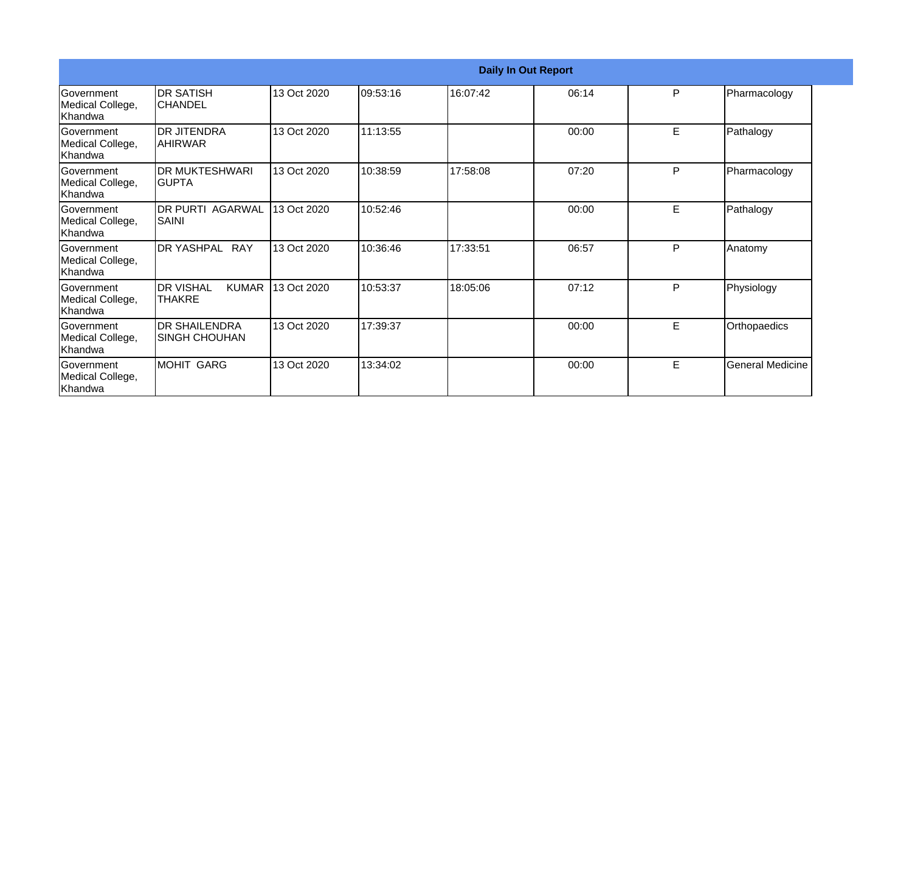| Daily In Out Report | | | | | | | |
|---|---|---|---|---|---|---|---|
| Government Medical College, Khandwa | DR SATISH CHANDEL | 13 Oct 2020 | 09:53:16 | 16:07:42 | 06:14 | P | Pharmacology |
| Government Medical College, Khandwa | DR JITENDRA AHIRWAR | 13 Oct 2020 | 11:13:55 | | 00:00 | E | Pathalogy |
| Government Medical College, Khandwa | DR MUKTESHWARI GUPTA | 13 Oct 2020 | 10:38:59 | 17:58:08 | 07:20 | P | Pharmacology |
| Government Medical College, Khandwa | DR PURTI AGARWAL SAINI | 13 Oct 2020 | 10:52:46 | | 00:00 | E | Pathalogy |
| Government Medical College, Khandwa | DR YASHPAL RAY | 13 Oct 2020 | 10:36:46 | 17:33:51 | 06:57 | P | Anatomy |
| Government Medical College, Khandwa | DR VISHAL KUMAR THAKRE | 13 Oct 2020 | 10:53:37 | 18:05:06 | 07:12 | P | Physiology |
| Government Medical College, Khandwa | DR SHAILENDRA SINGH CHOUHAN | 13 Oct 2020 | 17:39:37 | | 00:00 | E | Orthopaedics |
| Government Medical College, Khandwa | MOHIT GARG | 13 Oct 2020 | 13:34:02 | | 00:00 | E | General Medicine |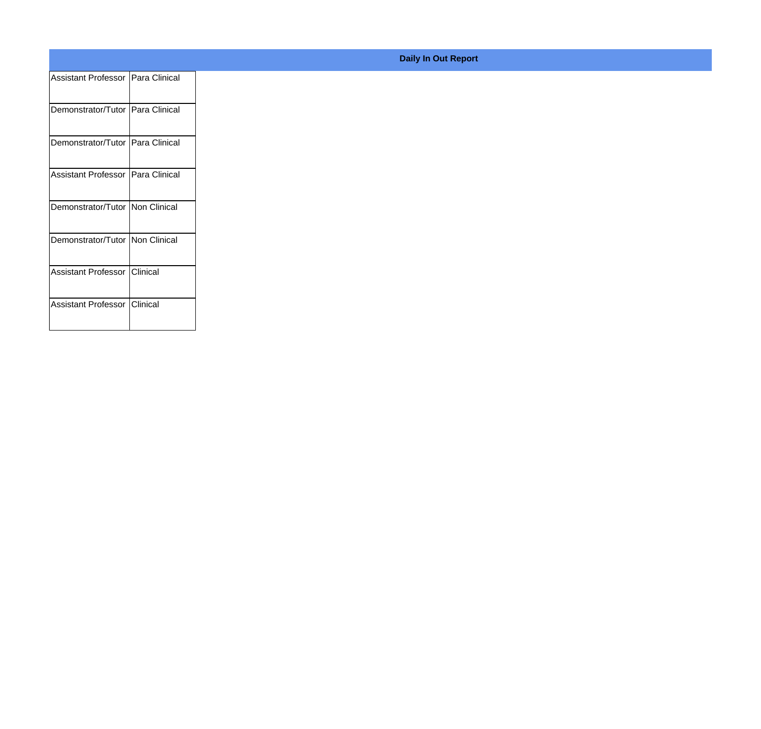**Daily In Out Report**

| | |
|---|---|
| Assistant Professor | Para Clinical |
| Demonstrator/Tutor | Para Clinical |
| Demonstrator/Tutor | Para Clinical |
| Assistant Professor | Para Clinical |
| Demonstrator/Tutor | Non Clinical |
| Demonstrator/Tutor | Non Clinical |
| Assistant Professor | Clinical |
| Assistant Professor | Clinical |